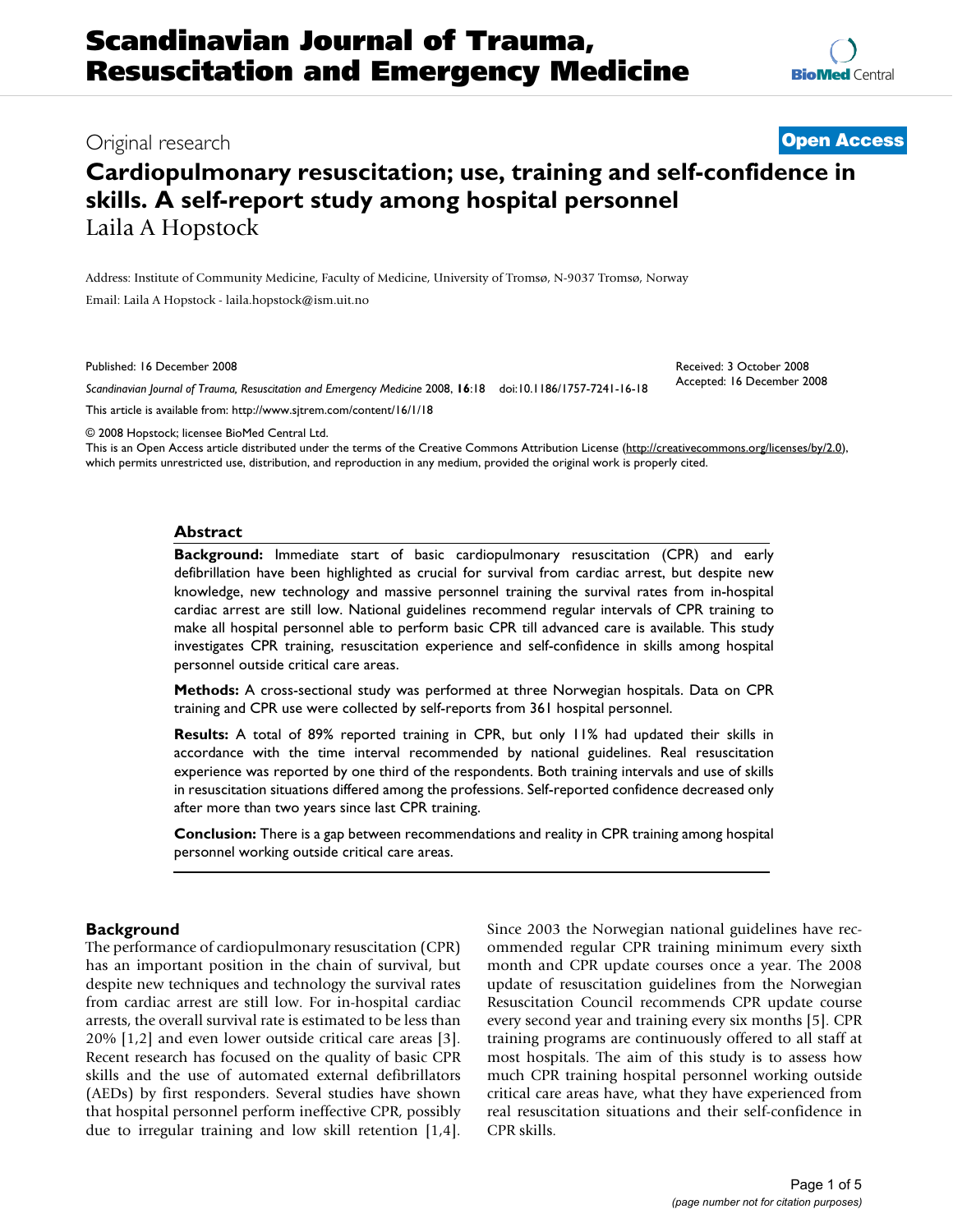# Scandinavian Journal of Trauma, Resuscitation and Emergency Medicine

Original research

**Open Access**

## Cardiopulmonary resuscitation; use, training and self-confidence in skills. A self-report study among hospital personnel

Laila A Hopstock

Address: Institute of Community Medicine, Faculty of Medicine, University of Tromsø, N-9037 Tromsø, Norway

Email: Laila A Hopstock - laila.hopstock@ism.uit.no

Published: 16 December 2008

Received: 3 October 2008
Accepted: 16 December 2008

*Scandinavian Journal of Trauma, Resuscitation and Emergency Medicine* 2008, **16**:18 doi:10.1186/1757-7241-16-18

This article is available from: http://www.sjtrem.com/content/16/1/18

© 2008 Hopstock; licensee BioMed Central Ltd.

This is an Open Access article distributed under the terms of the Creative Commons Attribution License (http://creativecommons.org/licenses/by/2.0), which permits unrestricted use, distribution, and reproduction in any medium, provided the original work is properly cited.

### Abstract

**Background:** Immediate start of basic cardiopulmonary resuscitation (CPR) and early defibrillation have been highlighted as crucial for survival from cardiac arrest, but despite new knowledge, new technology and massive personnel training the survival rates from in-hospital cardiac arrest are still low. National guidelines recommend regular intervals of CPR training to make all hospital personnel able to perform basic CPR till advanced care is available. This study investigates CPR training, resuscitation experience and self-confidence in skills among hospital personnel outside critical care areas.

**Methods:** A cross-sectional study was performed at three Norwegian hospitals. Data on CPR training and CPR use were collected by self-reports from 361 hospital personnel.

**Results:** A total of 89% reported training in CPR, but only 11% had updated their skills in accordance with the time interval recommended by national guidelines. Real resuscitation experience was reported by one third of the respondents. Both training intervals and use of skills in resuscitation situations differed among the professions. Self-reported confidence decreased only after more than two years since last CPR training.

**Conclusion:** There is a gap between recommendations and reality in CPR training among hospital personnel working outside critical care areas.

### Background

The performance of cardiopulmonary resuscitation (CPR) has an important position in the chain of survival, but despite new techniques and technology the survival rates from cardiac arrest are still low. For in-hospital cardiac arrests, the overall survival rate is estimated to be less than 20% [1,2] and even lower outside critical care areas [3]. Recent research has focused on the quality of basic CPR skills and the use of automated external defibrillators (AEDs) by first responders. Several studies have shown that hospital personnel perform ineffective CPR, possibly due to irregular training and low skill retention [1,4]. Since 2003 the Norwegian national guidelines have recommended regular CPR training minimum every sixth month and CPR update courses once a year. The 2008 update of resuscitation guidelines from the Norwegian Resuscitation Council recommends CPR update course every second year and training every six months [5]. CPR training programs are continuously offered to all staff at most hospitals. The aim of this study is to assess how much CPR training hospital personnel working outside critical care areas have, what they have experienced from real resuscitation situations and their self-confidence in CPR skills.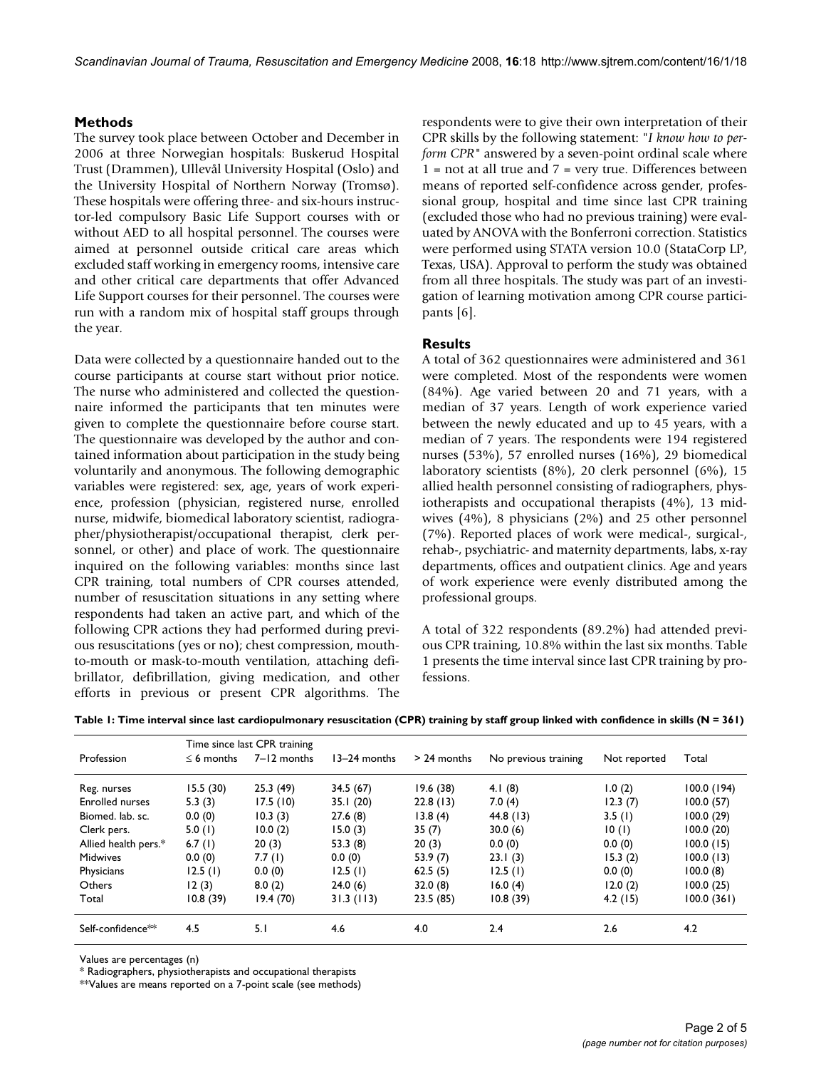## Methods

The survey took place between October and December in 2006 at three Norwegian hospitals: Buskerud Hospital Trust (Drammen), Ullevål University Hospital (Oslo) and the University Hospital of Northern Norway (Tromsø). These hospitals were offering three- and six-hours instructor-led compulsory Basic Life Support courses with or without AED to all hospital personnel. The courses were aimed at personnel outside critical care areas which excluded staff working in emergency rooms, intensive care and other critical care departments that offer Advanced Life Support courses for their personnel. The courses were run with a random mix of hospital staff groups through the year.

Data were collected by a questionnaire handed out to the course participants at course start without prior notice. The nurse who administered and collected the questionnaire informed the participants that ten minutes were given to complete the questionnaire before course start. The questionnaire was developed by the author and contained information about participation in the study being voluntarily and anonymous. The following demographic variables were registered: sex, age, years of work experience, profession (physician, registered nurse, enrolled nurse, midwife, biomedical laboratory scientist, radiographer/physiotherapist/occupational therapist, clerk personnel, or other) and place of work. The questionnaire inquired on the following variables: months since last CPR training, total numbers of CPR courses attended, number of resuscitation situations in any setting where respondents had taken an active part, and which of the following CPR actions they had performed during previous resuscitations (yes or no); chest compression, mouth-to-mouth or mask-to-mouth ventilation, attaching defibrillator, defibrillation, giving medication, and other efforts in previous or present CPR algorithms. The respondents were to give their own interpretation of their CPR skills by the following statement: "*I know how to perform CPR*" answered by a seven-point ordinal scale where 1 = not at all true and 7 = very true. Differences between means of reported self-confidence across gender, professional group, hospital and time since last CPR training (excluded those who had no previous training) were evaluated by ANOVA with the Bonferroni correction. Statistics were performed using STATA version 10.0 (StataCorp LP, Texas, USA). Approval to perform the study was obtained from all three hospitals. The study was part of an investigation of learning motivation among CPR course participants [6].

## Results

A total of 362 questionnaires were administered and 361 were completed. Most of the respondents were women (84%). Age varied between 20 and 71 years, with a median of 37 years. Length of work experience varied between the newly educated and up to 45 years, with a median of 7 years. The respondents were 194 registered nurses (53%), 57 enrolled nurses (16%), 29 biomedical laboratory scientists (8%), 20 clerk personnel (6%), 15 allied health personnel consisting of radiographers, physiotherapists and occupational therapists (4%), 13 midwives (4%), 8 physicians (2%) and 25 other personnel (7%). Reported places of work were medical-, surgical-, rehab-, psychiatric- and maternity departments, labs, x-ray departments, offices and outpatient clinics. Age and years of work experience were evenly distributed among the professional groups.

A total of 322 respondents (89.2%) had attended previous CPR training, 10.8% within the last six months. Table 1 presents the time interval since last CPR training by professions.

**Table 1: Time interval since last cardiopulmonary resuscitation (CPR) training by staff group linked with confidence in skills (N = 361)**

| Profession | Time since last CPR training ≤ 6 months | 7–12 months | 13–24 months | > 24 months | No previous training | Not reported | Total |
|---|---|---|---|---|---|---|---|
| Reg. nurses | 15.5 (30) | 25.3 (49) | 34.5 (67) | 19.6 (38) | 4.1 (8) | 1.0 (2) | 100.0 (194) |
| Enrolled nurses | 5.3 (3) | 17.5 (10) | 35.1 (20) | 22.8 (13) | 7.0 (4) | 12.3 (7) | 100.0 (57) |
| Biomed. lab. sc. | 0.0 (0) | 10.3 (3) | 27.6 (8) | 13.8 (4) | 44.8 (13) | 3.5 (1) | 100.0 (29) |
| Clerk pers. | 5.0 (1) | 10.0 (2) | 15.0 (3) | 35 (7) | 30.0 (6) | 10 (1) | 100.0 (20) |
| Allied health pers.* | 6.7 (1) | 20 (3) | 53.3 (8) | 20 (3) | 0.0 (0) | 0.0 (0) | 100.0 (15) |
| Midwives | 0.0 (0) | 7.7 (1) | 0.0 (0) | 53.9 (7) | 23.1 (3) | 15.3 (2) | 100.0 (13) |
| Physicians | 12.5 (1) | 0.0 (0) | 12.5 (1) | 62.5 (5) | 12.5 (1) | 0.0 (0) | 100.0 (8) |
| Others | 12 (3) | 8.0 (2) | 24.0 (6) | 32.0 (8) | 16.0 (4) | 12.0 (2) | 100.0 (25) |
| Total | 10.8 (39) | 19.4 (70) | 31.3 (113) | 23.5 (85) | 10.8 (39) | 4.2 (15) | 100.0 (361) |
| Self-confidence** | 4.5 | 5.1 | 4.6 | 4.0 | 2.4 | 2.6 | 4.2 |

Values are percentages (n)

* Radiographers, physiotherapists and occupational therapists

**Values are means reported on a 7-point scale (see methods)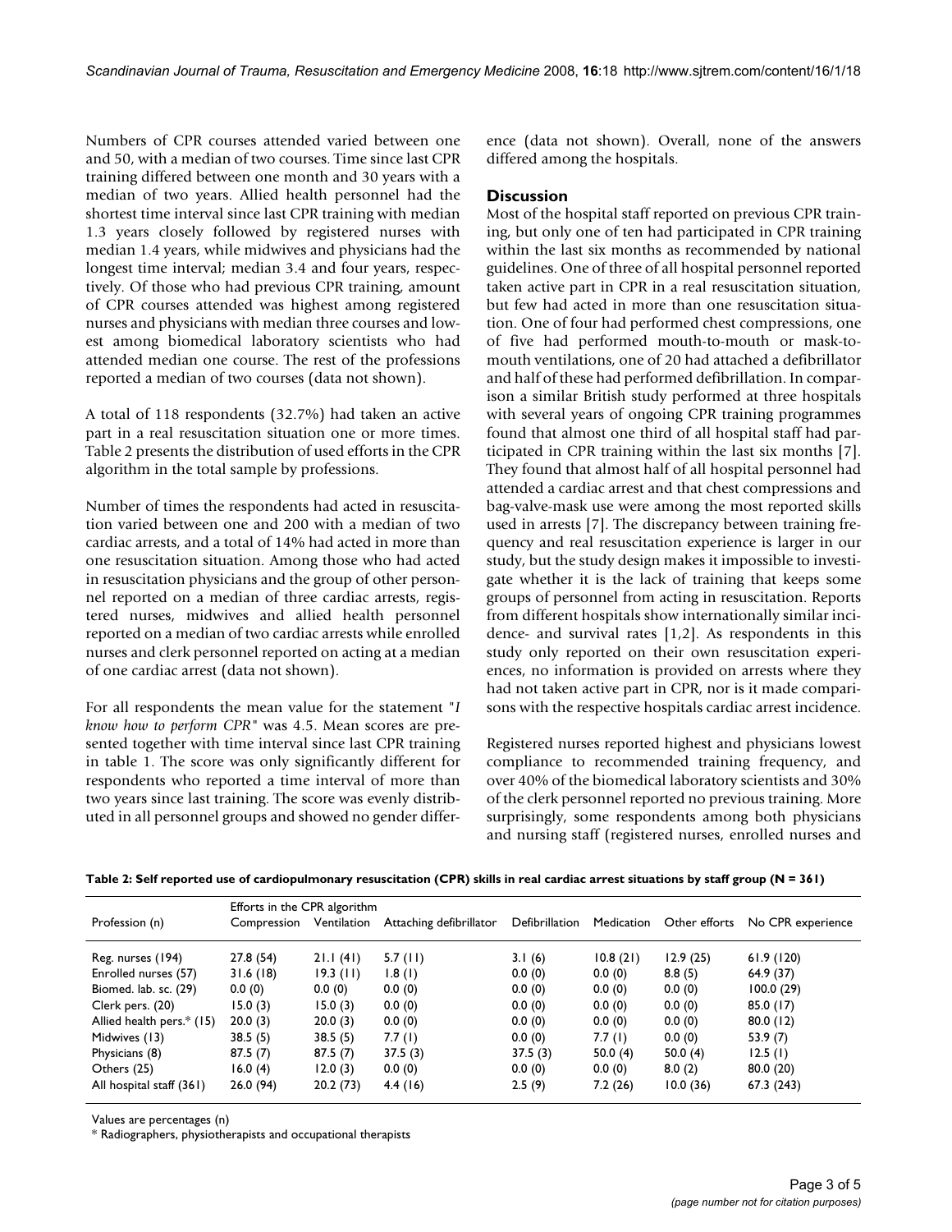Numbers of CPR courses attended varied between one and 50, with a median of two courses. Time since last CPR training differed between one month and 30 years with a median of two years. Allied health personnel had the shortest time interval since last CPR training with median 1.3 years closely followed by registered nurses with median 1.4 years, while midwives and physicians had the longest time interval; median 3.4 and four years, respectively. Of those who had previous CPR training, amount of CPR courses attended was highest among registered nurses and physicians with median three courses and lowest among biomedical laboratory scientists who had attended median one course. The rest of the professions reported a median of two courses (data not shown).

A total of 118 respondents (32.7%) had taken an active part in a real resuscitation situation one or more times. Table 2 presents the distribution of used efforts in the CPR algorithm in the total sample by professions.

Number of times the respondents had acted in resuscitation varied between one and 200 with a median of two cardiac arrests, and a total of 14% had acted in more than one resuscitation situation. Among those who had acted in resuscitation physicians and the group of other personnel reported on a median of three cardiac arrests, registered nurses, midwives and allied health personnel reported on a median of two cardiac arrests while enrolled nurses and clerk personnel reported on acting at a median of one cardiac arrest (data not shown).

For all respondents the mean value for the statement "*I know how to perform CPR*" was 4.5. Mean scores are presented together with time interval since last CPR training in table 1. The score was only significantly different for respondents who reported a time interval of more than two years since last training. The score was evenly distributed in all personnel groups and showed no gender difference (data not shown). Overall, none of the answers differed among the hospitals.

## Discussion

Most of the hospital staff reported on previous CPR training, but only one of ten had participated in CPR training within the last six months as recommended by national guidelines. One of three of all hospital personnel reported taken active part in CPR in a real resuscitation situation, but few had acted in more than one resuscitation situation. One of four had performed chest compressions, one of five had performed mouth-to-mouth or mask-to-mouth ventilations, one of 20 had attached a defibrillator and half of these had performed defibrillation. In comparison a similar British study performed at three hospitals with several years of ongoing CPR training programmes found that almost one third of all hospital staff had participated in CPR training within the last six months [7]. They found that almost half of all hospital personnel had attended a cardiac arrest and that chest compressions and bag-valve-mask use were among the most reported skills used in arrests [7]. The discrepancy between training frequency and real resuscitation experience is larger in our study, but the study design makes it impossible to investigate whether it is the lack of training that keeps some groups of personnel from acting in resuscitation. Reports from different hospitals show internationally similar incidence- and survival rates [1,2]. As respondents in this study only reported on their own resuscitation experiences, no information is provided on arrests where they had not taken active part in CPR, nor is it made comparisons with the respective hospitals cardiac arrest incidence.

Registered nurses reported highest and physicians lowest compliance to recommended training frequency, and over 40% of the biomedical laboratory scientists and 30% of the clerk personnel reported no previous training. More surprisingly, some respondents among both physicians and nursing staff (registered nurses, enrolled nurses and

**Table 2: Self reported use of cardiopulmonary resuscitation (CPR) skills in real cardiac arrest situations by staff group (N = 361)**

| Profession (n) | Efforts in the CPR algorithm Compression | Ventilation | Attaching defibrillator | Defibrillation | Medication | Other efforts | No CPR experience |
|---|---|---|---|---|---|---|---|
| Reg. nurses (194) | 27.8 (54) | 21.1 (41) | 5.7 (11) | 3.1 (6) | 10.8 (21) | 12.9 (25) | 61.9 (120) |
| Enrolled nurses (57) | 31.6 (18) | 19.3 (11) | 1.8 (1) | 0.0 (0) | 0.0 (0) | 8.8 (5) | 64.9 (37) |
| Biomed. lab. sc. (29) | 0.0 (0) | 0.0 (0) | 0.0 (0) | 0.0 (0) | 0.0 (0) | 0.0 (0) | 100.0 (29) |
| Clerk pers. (20) | 15.0 (3) | 15.0 (3) | 0.0 (0) | 0.0 (0) | 0.0 (0) | 0.0 (0) | 85.0 (17) |
| Allied health pers.* (15) | 20.0 (3) | 20.0 (3) | 0.0 (0) | 0.0 (0) | 0.0 (0) | 0.0 (0) | 80.0 (12) |
| Midwives (13) | 38.5 (5) | 38.5 (5) | 7.7 (1) | 0.0 (0) | 7.7 (1) | 0.0 (0) | 53.9 (7) |
| Physicians (8) | 87.5 (7) | 87.5 (7) | 37.5 (3) | 37.5 (3) | 50.0 (4) | 50.0 (4) | 12.5 (1) |
| Others (25) | 16.0 (4) | 12.0 (3) | 0.0 (0) | 0.0 (0) | 0.0 (0) | 8.0 (2) | 80.0 (20) |
| All hospital staff (361) | 26.0 (94) | 20.2 (73) | 4.4 (16) | 2.5 (9) | 7.2 (26) | 10.0 (36) | 67.3 (243) |

Values are percentages (n)

* Radiographers, physiotherapists and occupational therapists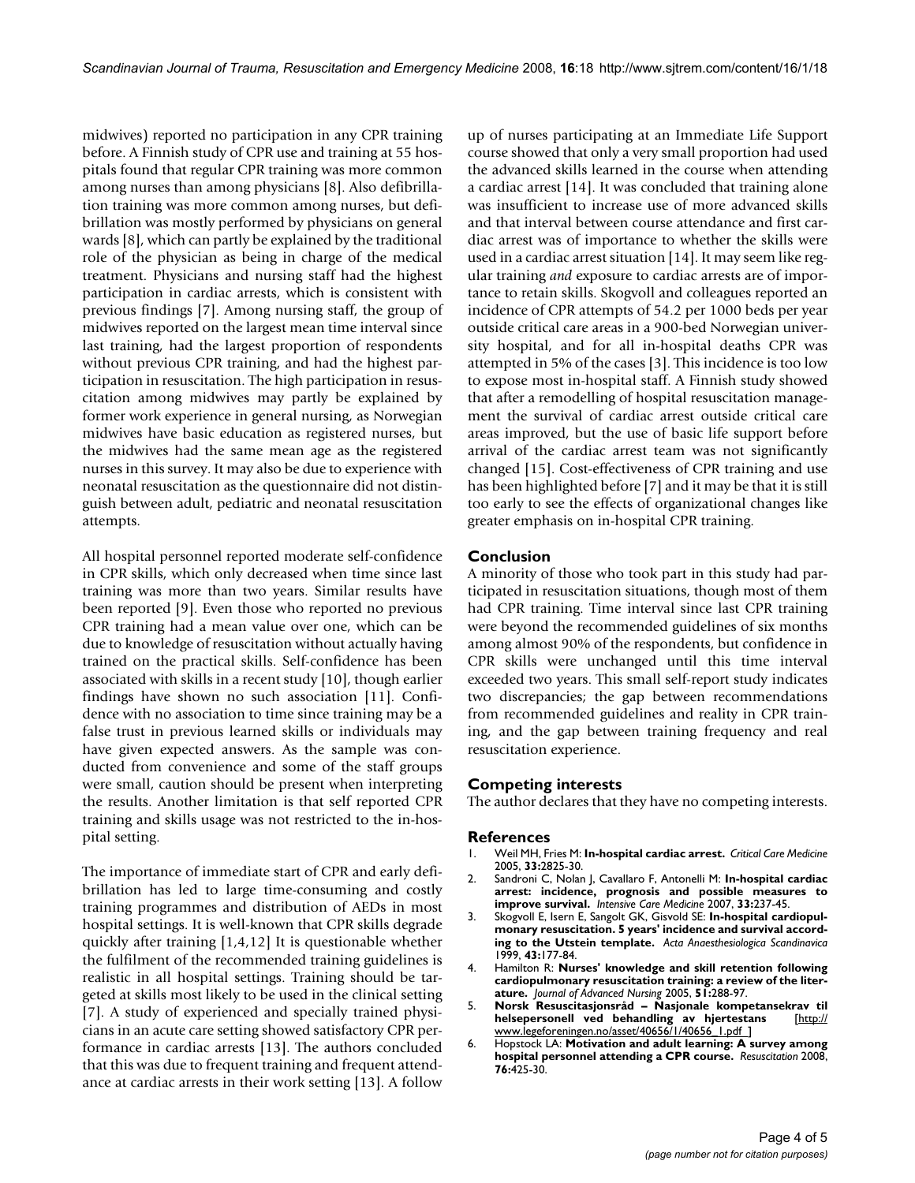midwives) reported no participation in any CPR training before. A Finnish study of CPR use and training at 55 hospitals found that regular CPR training was more common among nurses than among physicians [8]. Also defibrillation training was more common among nurses, but defibrillation was mostly performed by physicians on general wards [8], which can partly be explained by the traditional role of the physician as being in charge of the medical treatment. Physicians and nursing staff had the highest participation in cardiac arrests, which is consistent with previous findings [7]. Among nursing staff, the group of midwives reported on the largest mean time interval since last training, had the largest proportion of respondents without previous CPR training, and had the highest participation in resuscitation. The high participation in resuscitation among midwives may partly be explained by former work experience in general nursing, as Norwegian midwives have basic education as registered nurses, but the midwives had the same mean age as the registered nurses in this survey. It may also be due to experience with neonatal resuscitation as the questionnaire did not distinguish between adult, pediatric and neonatal resuscitation attempts.

All hospital personnel reported moderate self-confidence in CPR skills, which only decreased when time since last training was more than two years. Similar results have been reported [9]. Even those who reported no previous CPR training had a mean value over one, which can be due to knowledge of resuscitation without actually having trained on the practical skills. Self-confidence has been associated with skills in a recent study [10], though earlier findings have shown no such association [11]. Confidence with no association to time since training may be a false trust in previous learned skills or individuals may have given expected answers. As the sample was conducted from convenience and some of the staff groups were small, caution should be present when interpreting the results. Another limitation is that self reported CPR training and skills usage was not restricted to the in-hospital setting.

The importance of immediate start of CPR and early defibrillation has led to large time-consuming and costly training programmes and distribution of AEDs in most hospital settings. It is well-known that CPR skills degrade quickly after training [1,4,12] It is questionable whether the fulfilment of the recommended training guidelines is realistic in all hospital settings. Training should be targeted at skills most likely to be used in the clinical setting [7]. A study of experienced and specially trained physicians in an acute care setting showed satisfactory CPR performance in cardiac arrests [13]. The authors concluded that this was due to frequent training and frequent attendance at cardiac arrests in their work setting [13]. A follow up of nurses participating at an Immediate Life Support course showed that only a very small proportion had used the advanced skills learned in the course when attending a cardiac arrest [14]. It was concluded that training alone was insufficient to increase use of more advanced skills and that interval between course attendance and first cardiac arrest was of importance to whether the skills were used in a cardiac arrest situation [14]. It may seem like regular training *and* exposure to cardiac arrests are of importance to retain skills. Skogvoll and colleagues reported an incidence of CPR attempts of 54.2 per 1000 beds per year outside critical care areas in a 900-bed Norwegian university hospital, and for all in-hospital deaths CPR was attempted in 5% of the cases [3]. This incidence is too low to expose most in-hospital staff. A Finnish study showed that after a remodelling of hospital resuscitation management the survival of cardiac arrest outside critical care areas improved, but the use of basic life support before arrival of the cardiac arrest team was not significantly changed [15]. Cost-effectiveness of CPR training and use has been highlighted before [7] and it may be that it is still too early to see the effects of organizational changes like greater emphasis on in-hospital CPR training.

## Conclusion

A minority of those who took part in this study had participated in resuscitation situations, though most of them had CPR training. Time interval since last CPR training were beyond the recommended guidelines of six months among almost 90% of the respondents, but confidence in CPR skills were unchanged until this time interval exceeded two years. This small self-report study indicates two discrepancies; the gap between recommendations from recommended guidelines and reality in CPR training, and the gap between training frequency and real resuscitation experience.

## Competing interests

The author declares that they have no competing interests.

## References

1. Weil MH, Fries M: **In-hospital cardiac arrest.** *Critical Care Medicine* 2005, **33:**2825-30.
2. Sandroni C, Nolan J, Cavallaro F, Antonelli M: **In-hospital cardiac arrest: incidence, prognosis and possible measures to improve survival.** *Intensive Care Medicine* 2007, **33:**237-45.
3. Skogvoll E, Isern E, Sangolt GK, Gisvold SE: **In-hospital cardiopulmonary resuscitation. 5 years' incidence and survival according to the Utstein template.** *Acta Anaesthesiologica Scandinavica* 1999, **43:**177-84.
4. Hamilton R: **Nurses' knowledge and skill retention following cardiopulmonary resuscitation training: a review of the literature.** *Journal of Advanced Nursing* 2005, **51:**288-97.
5. **Norsk Resuscitasjonsråd – Nasjonale kompetansekrav til helsepersonell ved behandling av hjertestans** [http://www.legeforeningen.no/asset/40656/1/40656_1.pdf ]
6. Hopstock LA: **Motivation and adult learning: A survey among hospital personnel attending a CPR course.** *Resuscitation* 2008, **76:**425-30.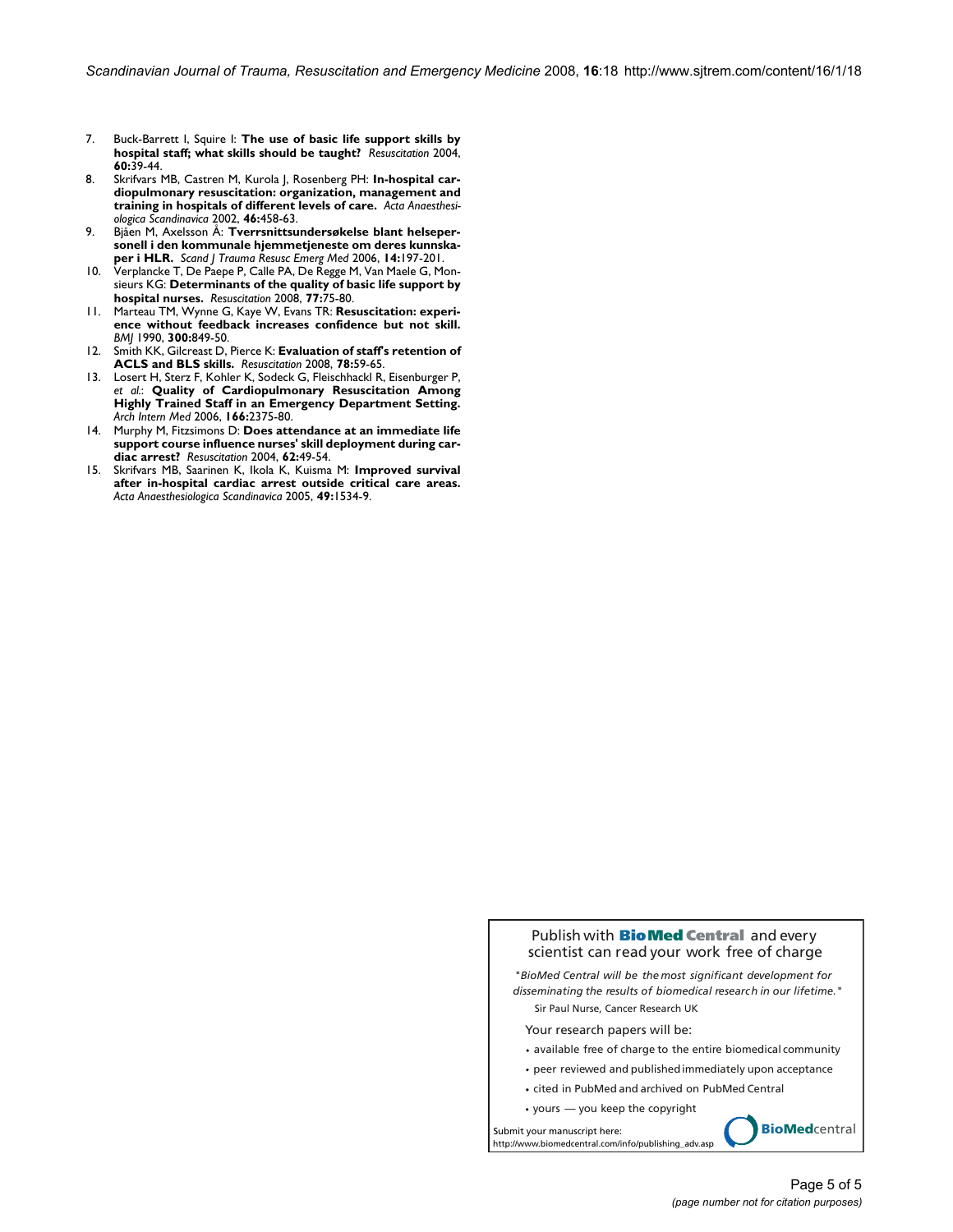7. Buck-Barrett I, Squire I: **The use of basic life support skills by hospital staff; what skills should be taught?** *Resuscitation* 2004, **60:**39-44.
8. Skrifvars MB, Castren M, Kurola J, Rosenberg PH: **In-hospital cardiopulmonary resuscitation: organization, management and training in hospitals of different levels of care.** *Acta Anaesthesiologica Scandinavica* 2002, **46:**458-63.
9. Bjåen M, Axelsson Å: **Tverrsnittsundersøkelse blant helsepersonell i den kommunale hjemmetjeneste om deres kunnskaper i HLR.** *Scand J Trauma Resusc Emerg Med* 2006, **14:**197-201.
10. Verplancke T, De Paepe P, Calle PA, De Regge M, Van Maele G, Monsieurs KG: **Determinants of the quality of basic life support by hospital nurses.** *Resuscitation* 2008, **77:**75-80.
11. Marteau TM, Wynne G, Kaye W, Evans TR: **Resuscitation: experience without feedback increases confidence but not skill.** *BMJ* 1990, **300:**849-50.
12. Smith KK, Gilcreast D, Pierce K: **Evaluation of staff's retention of ACLS and BLS skills.** *Resuscitation* 2008, **78:**59-65.
13. Losert H, Sterz F, Kohler K, Sodeck G, Fleischhackl R, Eisenburger P, *et al.*: **Quality of Cardiopulmonary Resuscitation Among Highly Trained Staff in an Emergency Department Setting.** *Arch Intern Med* 2006, **166:**2375-80.
14. Murphy M, Fitzsimons D: **Does attendance at an immediate life support course influence nurses' skill deployment during cardiac arrest?** *Resuscitation* 2004, **62:**49-54.
15. Skrifvars MB, Saarinen K, Ikola K, Kuisma M: **Improved survival after in-hospital cardiac arrest outside critical care areas.** *Acta Anaesthesiologica Scandinavica* 2005, **49:**1534-9.

Publish with **BioMed Central** and every scientist can read your work free of charge

*"BioMed Central will be the most significant development for disseminating the results of biomedical research in our lifetime."*

Sir Paul Nurse, Cancer Research UK

Your research papers will be:

- available free of charge to the entire biomedical community
- peer reviewed and published immediately upon acceptance
- cited in PubMed and archived on PubMed Central
- yours — you keep the copyright

Submit your manuscript here:
http://www.biomedcentral.com/info/publishing_adv.asp

**BioMed**central